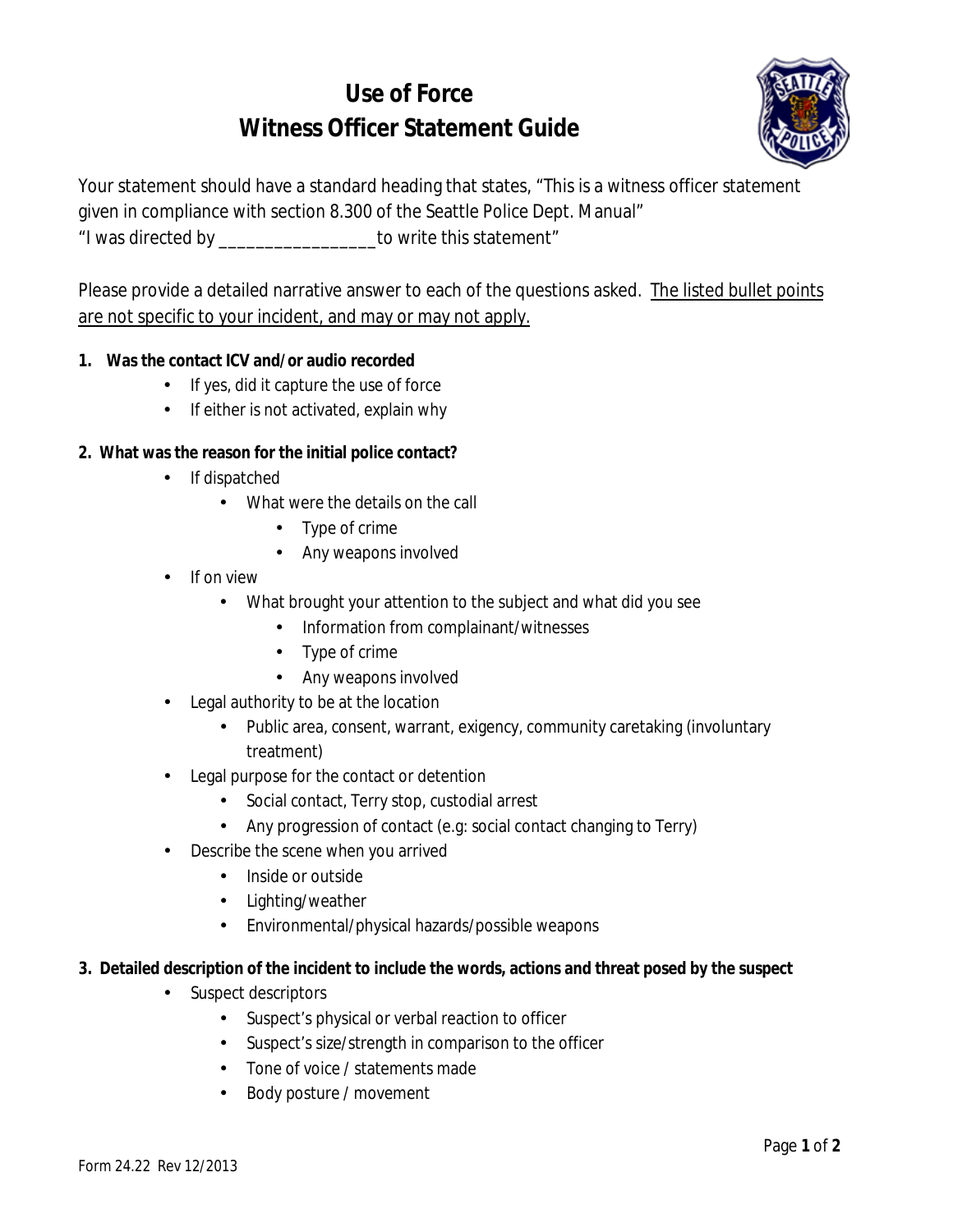# Use of Force
# Witness Officer Statement Guide

Your statement should have a standard heading that states, "This is a witness officer statement given in compliance with section 8.300 of the Seattle Police Dept. Manual"
"I was directed by _________________ to write this statement"

Please provide a detailed narrative answer to each of the questions asked. <u>The listed bullet points are not specific to your incident, and may or may not apply.</u>

1. **Was the contact ICV and/or audio recorded**
   - If yes, did it capture the use of force
   - If either is not activated, explain why

2. **What was the reason for the initial police contact?**
   - If dispatched
     - What were the details on the call
       - Type of crime
       - Any weapons involved
   - If on view
     - What brought your attention to the subject and what did you see
       - Information from complainant/witnesses
       - Type of crime
       - Any weapons involved
   - Legal authority to be at the location
     - Public area, consent, warrant, exigency, community caretaking (involuntary treatment)
   - Legal purpose for the contact or detention
     - Social contact, Terry stop, custodial arrest
     - Any progression of contact (e.g: social contact changing to Terry)
   - Describe the scene when you arrived
     - Inside or outside
     - Lighting/weather
     - Environmental/physical hazards/possible weapons

3. **Detailed description of the incident to include the words, actions and threat posed by the suspect**
   - Suspect descriptors
     - Suspect's physical or verbal reaction to officer
     - Suspect's size/strength in comparison to the officer
     - Tone of voice / statements made
     - Body posture / movement

Form 24.22 Rev 12/2013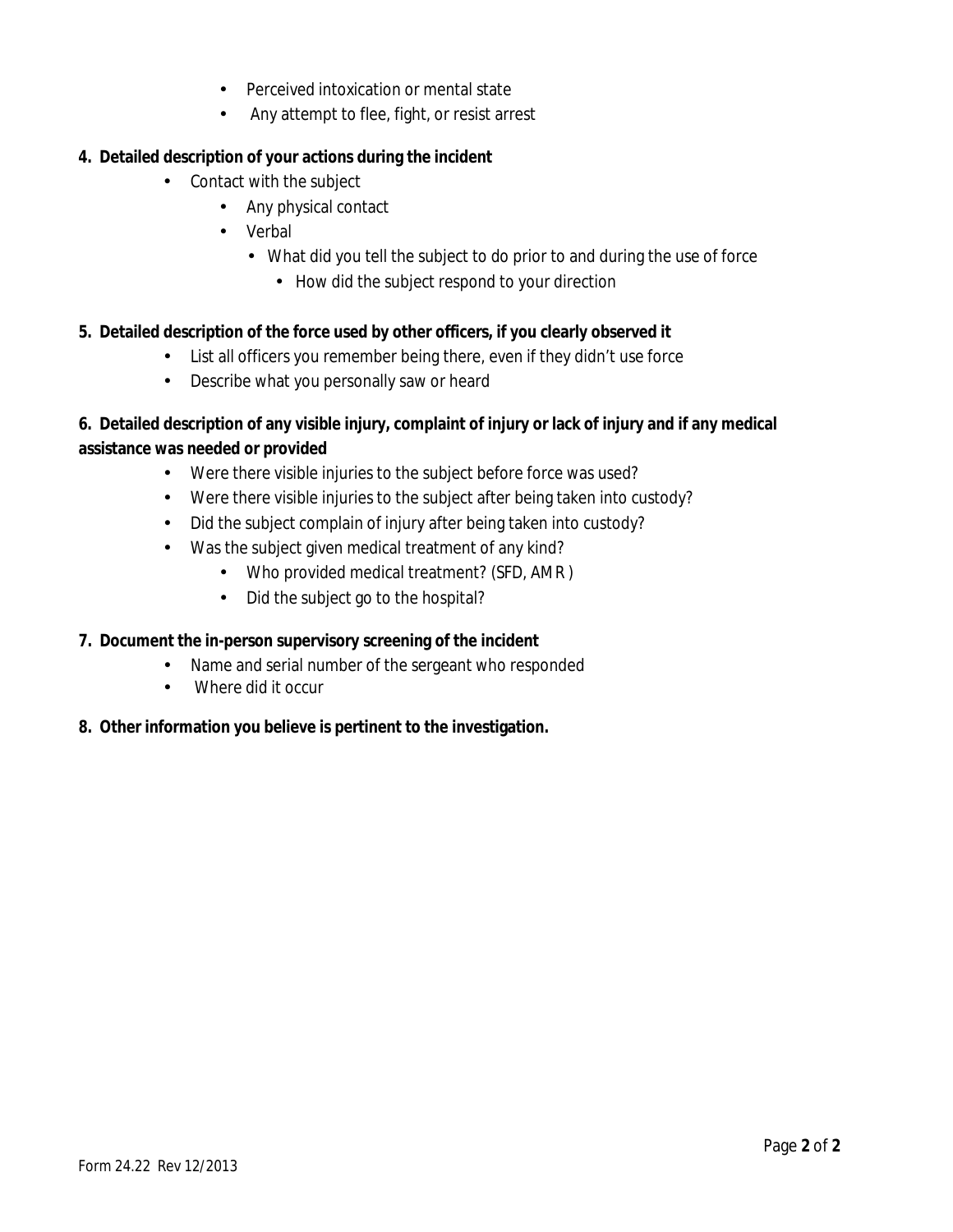- Perceived intoxication or mental state
- Any attempt to flee, fight, or resist arrest

**4. Detailed description of your actions during the incident**

- Contact with the subject
    - Any physical contact
    - Verbal
        - What did you tell the subject to do prior to and during the use of force
            - How did the subject respond to your direction

**5. Detailed description of the force used by other officers, if you clearly observed it**

- List all officers you remember being there, even if they didn't use force
- Describe what you personally saw or heard

**6. Detailed description of any visible injury, complaint of injury or lack of injury and if any medical assistance was needed or provided**

- Were there visible injuries to the subject before force was used?
- Were there visible injuries to the subject after being taken into custody?
- Did the subject complain of injury after being taken into custody?
- Was the subject given medical treatment of any kind?
    - Who provided medical treatment? (SFD, AMR )
    - Did the subject go to the hospital?

**7. Document the in-person supervisory screening of the incident**

- Name and serial number of the sergeant who responded
- Where did it occur

**8. Other information you believe is pertinent to the investigation.**

Form 24.22 Rev 12/2013